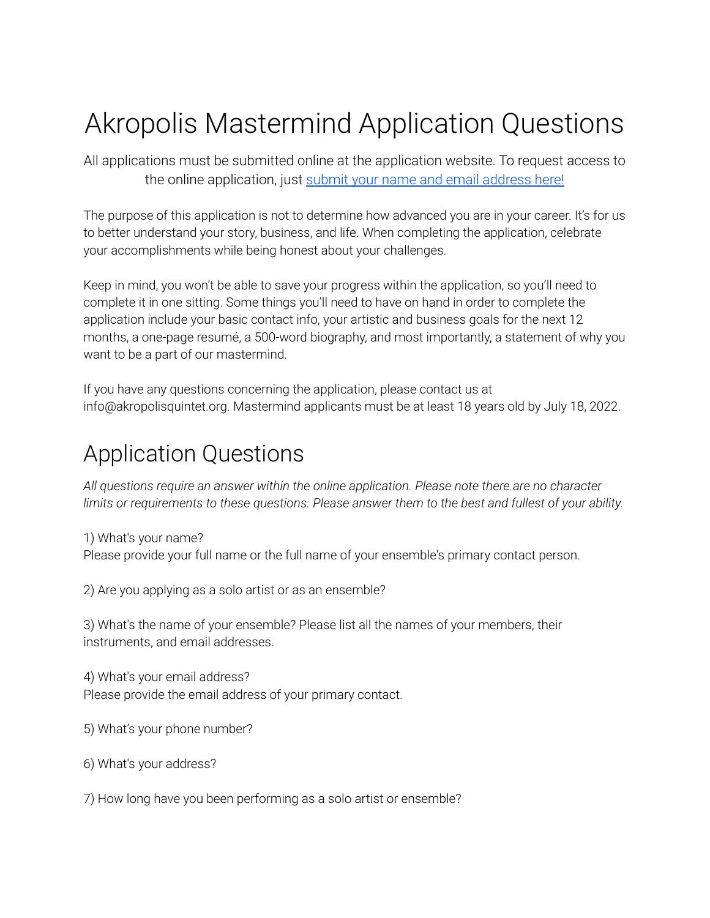# Akropolis Mastermind Application Questions

All applications must be submitted online at the application website. To request access to the online application, just [submit your name and email address here!]()

The purpose of this application is not to determine how advanced you are in your career. It's for us to better understand your story, business, and life. When completing the application, celebrate your accomplishments while being honest about your challenges.

Keep in mind, you won't be able to save your progress within the application, so you'll need to complete it in one sitting. Some things you'll need to have on hand in order to complete the application include your basic contact info, your artistic and business goals for the next 12 months, a one-page resumé, a 500-word biography, and most importantly, a statement of why you want to be a part of our mastermind.

If you have any questions concerning the application, please contact us at info@akropolisquintet.org. Mastermind applicants must be at least 18 years old by July 18, 2022.

## Application Questions

*All questions require an answer within the online application. Please note there are no character limits or requirements to these questions. Please answer them to the best and fullest of your ability.*

1) What's your name?
Please provide your full name or the full name of your ensemble's primary contact person.

2) Are you applying as a solo artist or as an ensemble?

3) What's the name of your ensemble? Please list all the names of your members, their instruments, and email addresses.

4) What's your email address?
Please provide the email address of your primary contact.

5) What's your phone number?

6) What's your address?

7) How long have you been performing as a solo artist or ensemble?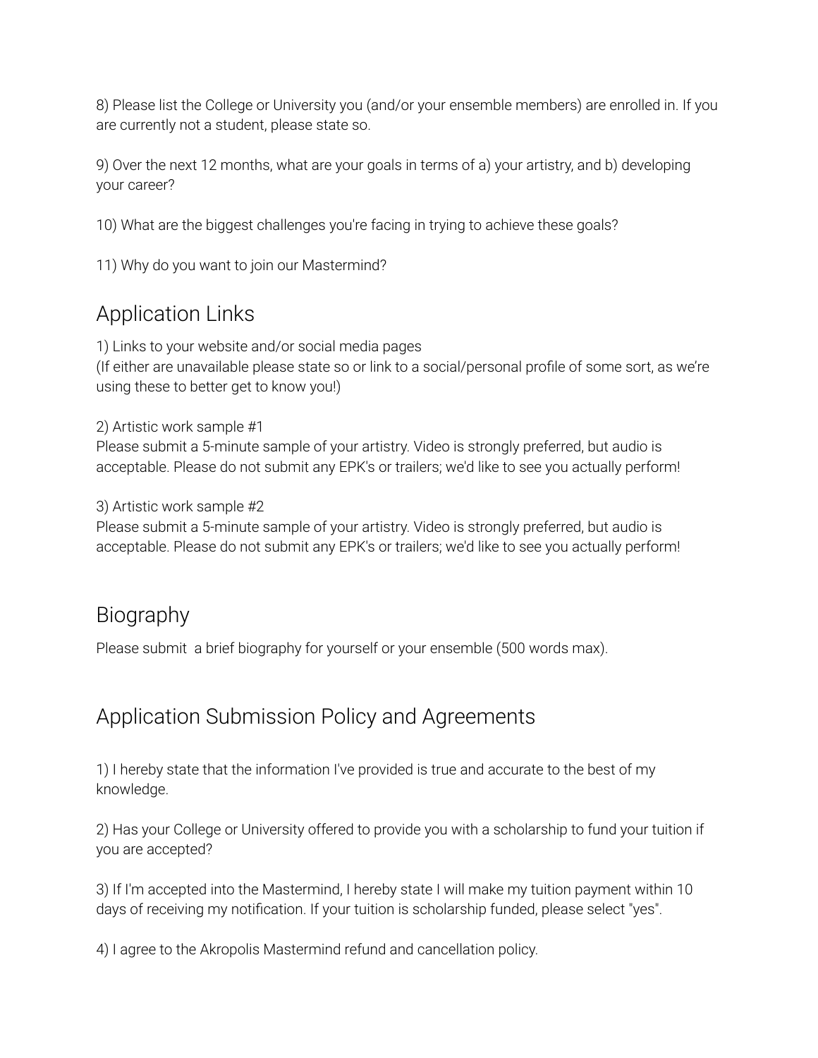8) Please list the College or University you (and/or your ensemble members) are enrolled in. If you are currently not a student, please state so.

9) Over the next 12 months, what are your goals in terms of a) your artistry, and b) developing your career?

10) What are the biggest challenges you're facing in trying to achieve these goals?

11) Why do you want to join our Mastermind?

## Application Links

1) Links to your website and/or social media pages
(If either are unavailable please state so or link to a social/personal profile of some sort, as we're using these to better get to know you!)

2) Artistic work sample #1
Please submit a 5-minute sample of your artistry. Video is strongly preferred, but audio is acceptable. Please do not submit any EPK's or trailers; we'd like to see you actually perform!

3) Artistic work sample #2
Please submit a 5-minute sample of your artistry. Video is strongly preferred, but audio is acceptable. Please do not submit any EPK's or trailers; we'd like to see you actually perform!

## Biography

Please submit a brief biography for yourself or your ensemble (500 words max).

## Application Submission Policy and Agreements

1) I hereby state that the information I've provided is true and accurate to the best of my knowledge.

2) Has your College or University offered to provide you with a scholarship to fund your tuition if you are accepted?

3) If I'm accepted into the Mastermind, I hereby state I will make my tuition payment within 10 days of receiving my notification. If your tuition is scholarship funded, please select "yes".

4) I agree to the Akropolis Mastermind refund and cancellation policy.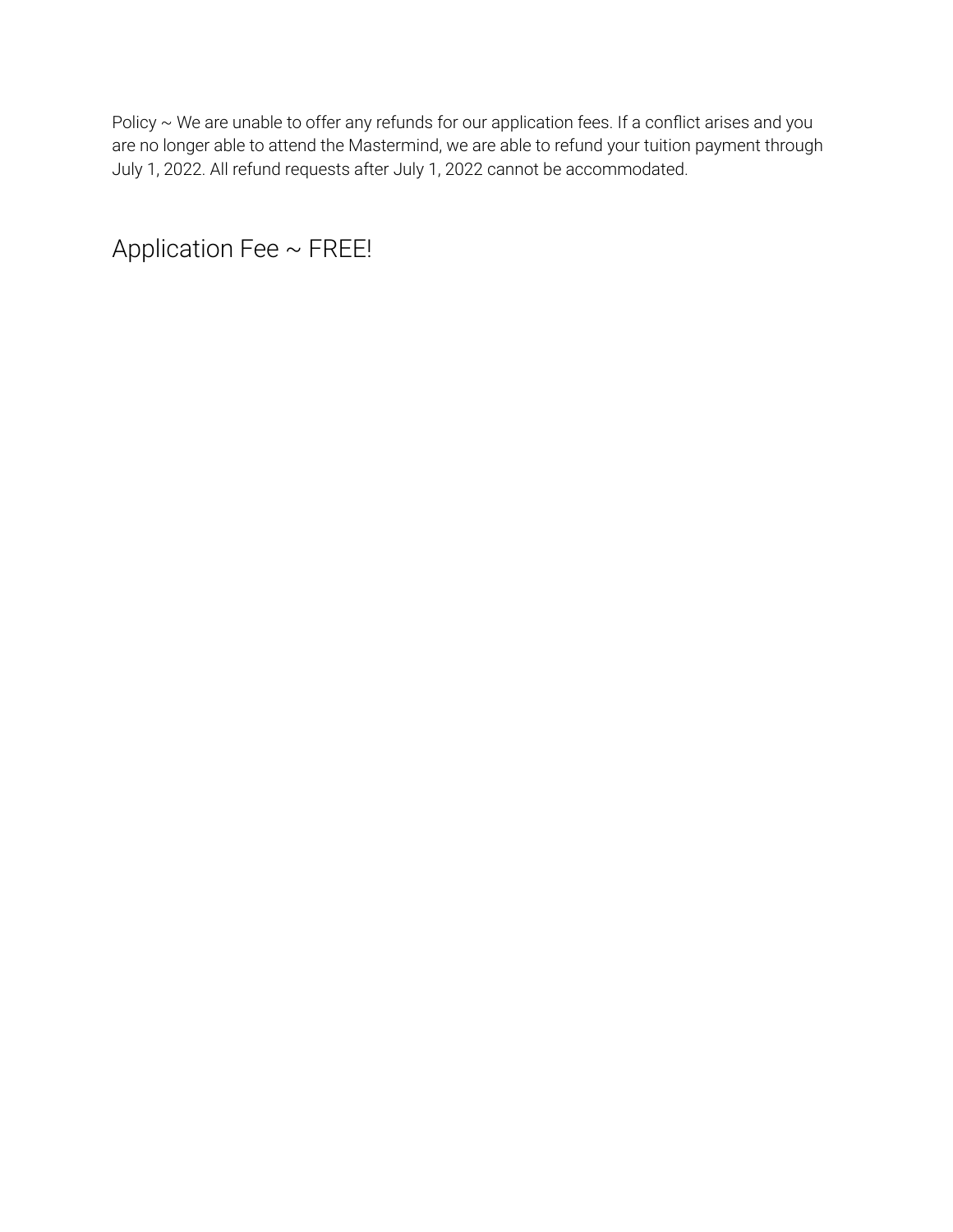Policy ~ We are unable to offer any refunds for our application fees. If a conflict arises and you are no longer able to attend the Mastermind, we are able to refund your tuition payment through July 1, 2022. All refund requests after July 1, 2022 cannot be accommodated.

## Application Fee ~ FREE!